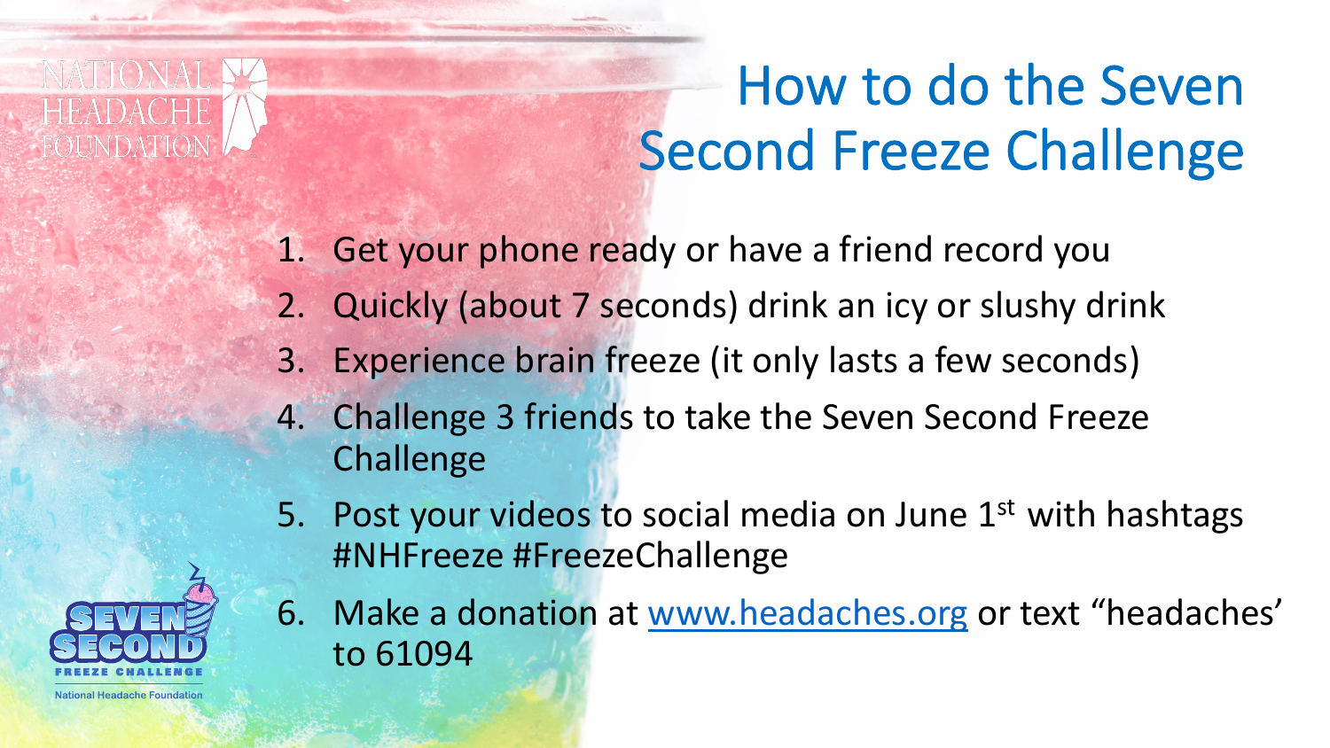NATIONAL HEADACHE FOUNDATION

# How to do the Seven Second Freeze Challenge

1. Get your phone ready or have a friend record you
2. Quickly (about 7 seconds) drink an icy or slushy drink
3. Experience brain freeze (it only lasts a few seconds)
4. Challenge 3 friends to take the Seven Second Freeze Challenge
5. Post your videos to social media on June 1st with hashtags #NHFreeze #FreezeChallenge
6. Make a donation at www.headaches.org or text "headaches' to 61094

SEVEN SECOND FREEZE CHALLENGE

National Headache Foundation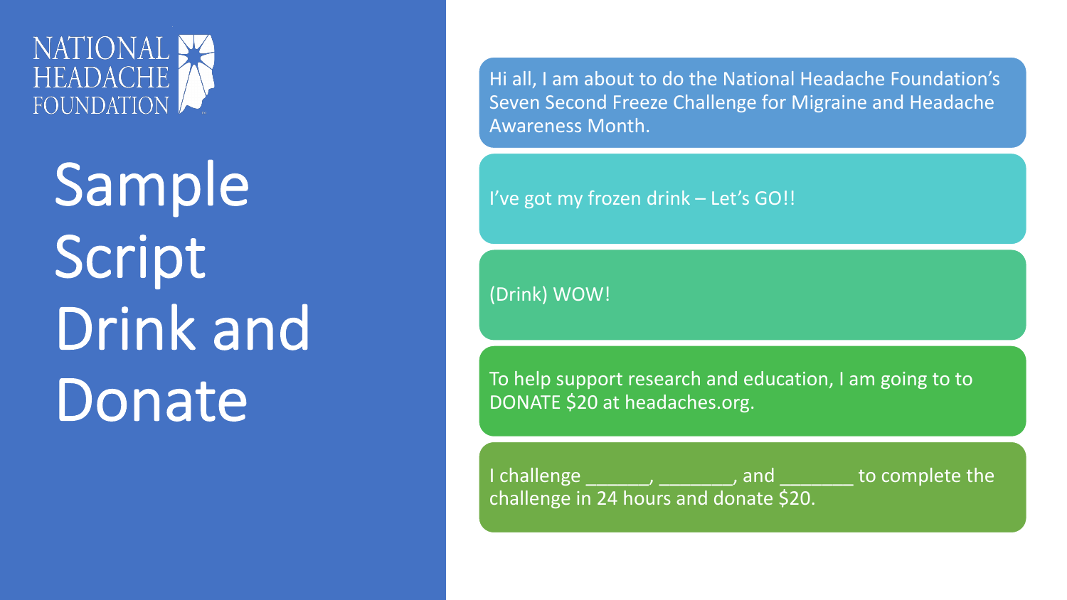NATIONAL HEADACHE FOUNDATION

# Sample Script Drink and Donate

Hi all, I am about to do the National Headache Foundation's Seven Second Freeze Challenge for Migraine and Headache Awareness Month.

I've got my frozen drink – Let's GO!!

(Drink) WOW!

To help support research and education, I am going to to DONATE $20 at headaches.org.

I challenge ______, _______, and _______ to complete the challenge in 24 hours and donate $20.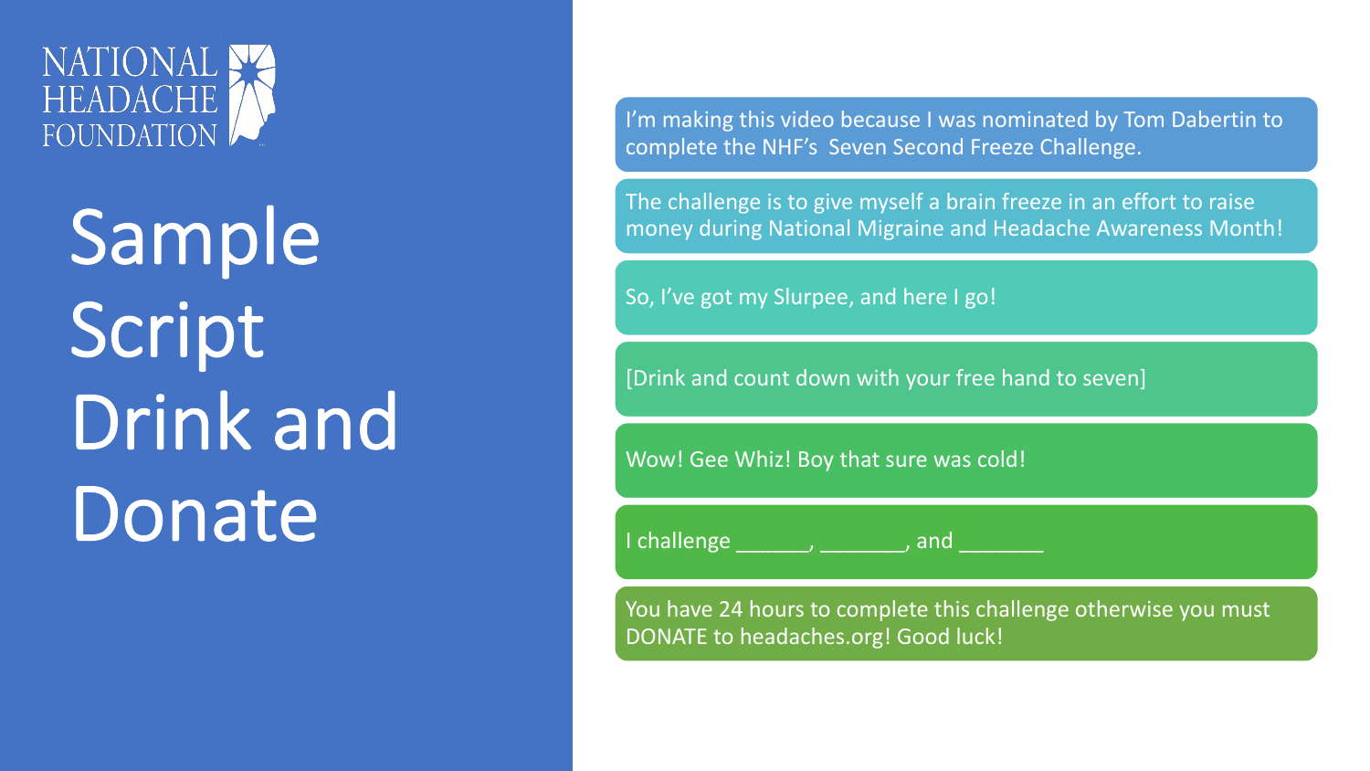NATIONAL HEADACHE FOUNDATION

# Sample Script Drink and Donate

I'm making this video because I was nominated by Tom Dabertin to complete the NHF's Seven Second Freeze Challenge.

The challenge is to give myself a brain freeze in an effort to raise money during National Migraine and Headache Awareness Month!

So, I've got my Slurpee, and here I go!

[Drink and count down with your free hand to seven]

Wow! Gee Whiz! Boy that sure was cold!

I challenge ______, _______, and _______

You have 24 hours to complete this challenge otherwise you must DONATE to headaches.org! Good luck!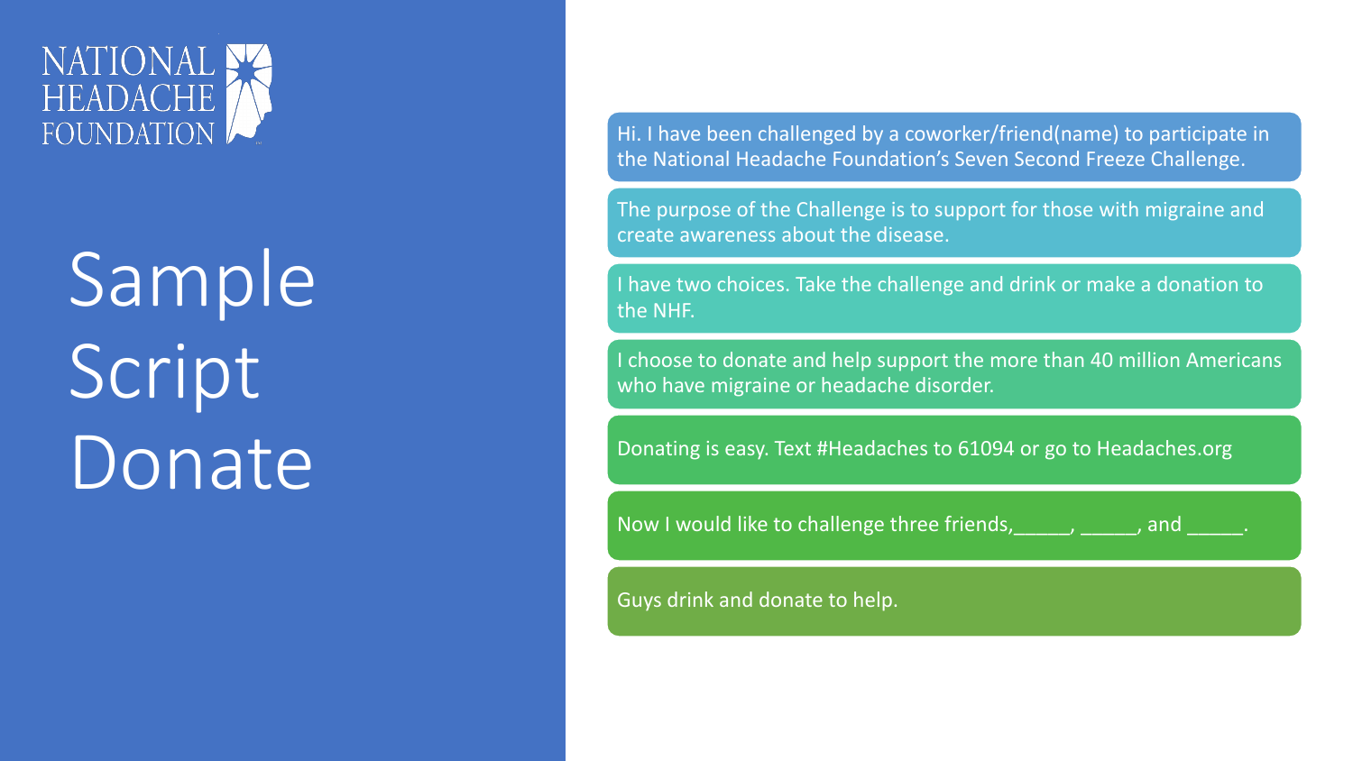NATIONAL HEADACHE FOUNDATION

# Sample Script Donate

Hi. I have been challenged by a coworker/friend(name) to participate in the National Headache Foundation's Seven Second Freeze Challenge.

The purpose of the Challenge is to support for those with migraine and create awareness about the disease.

I have two choices. Take the challenge and drink or make a donation to the NHF.

I choose to donate and help support the more than 40 million Americans who have migraine or headache disorder.

Donating is easy. Text #Headaches to 61094 or go to Headaches.org

Now I would like to challenge three friends,_____, _____, and _____.

Guys drink and donate to help.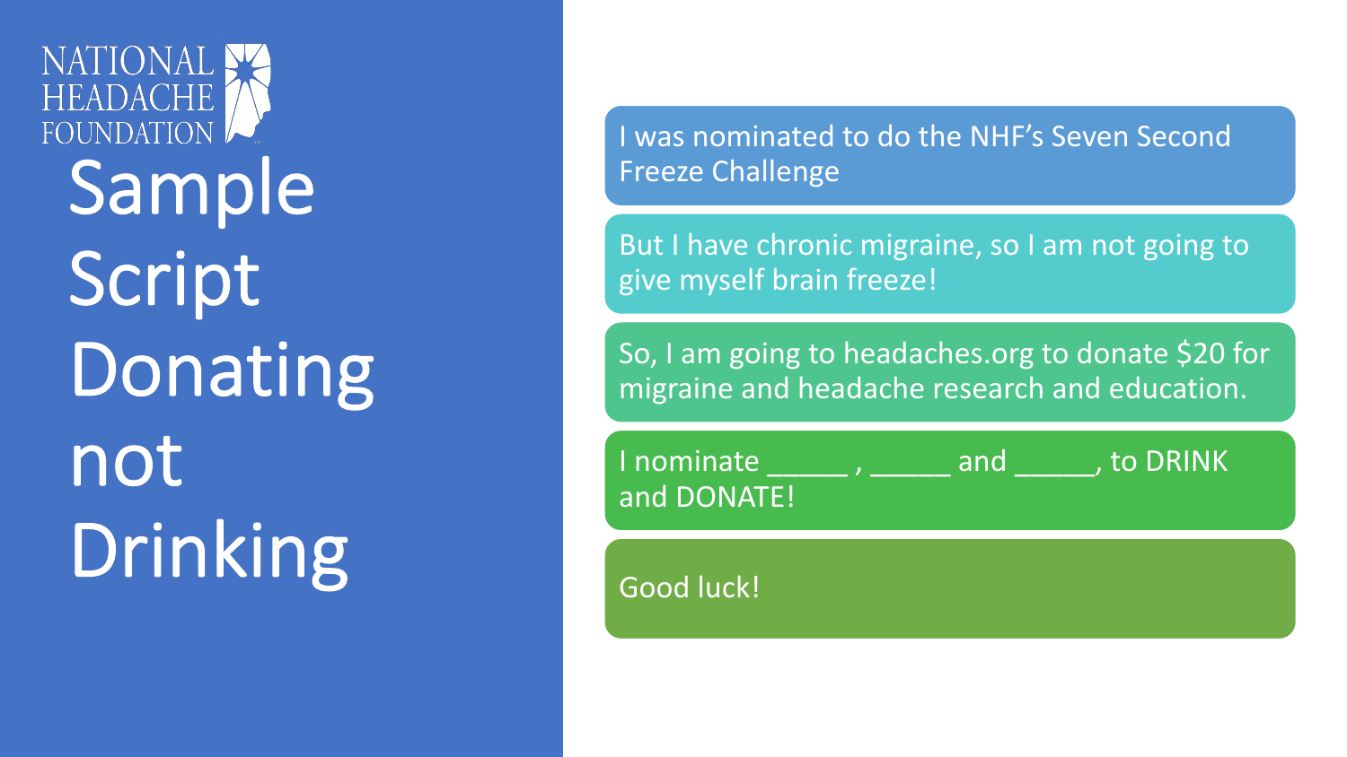NATIONAL HEADACHE FOUNDATION

# Sample Script Donating not Drinking

I was nominated to do the NHF's Seven Second Freeze Challenge

But I have chronic migraine, so I am not going to give myself brain freeze!

So, I am going to headaches.org to donate $20 for migraine and headache research and education.

I nominate _____ , _____ and _____, to DRINK and DONATE!

Good luck!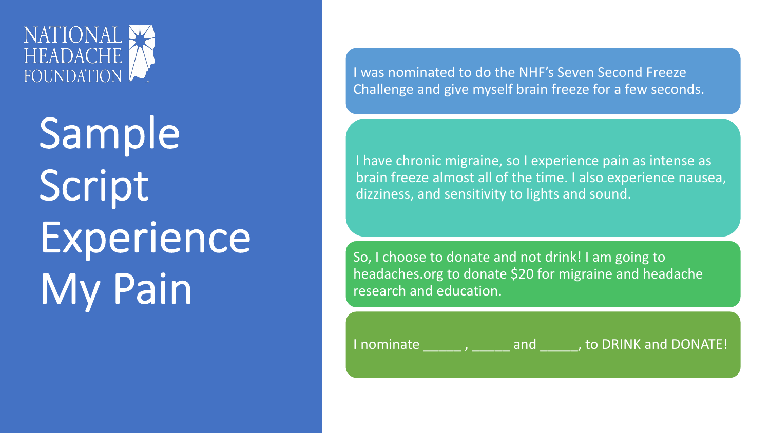NATIONAL HEADACHE FOUNDATION

# Sample Script Experience My Pain

I was nominated to do the NHF's Seven Second Freeze Challenge and give myself brain freeze for a few seconds.

I have chronic migraine, so I experience pain as intense as brain freeze almost all of the time. I also experience nausea, dizziness, and sensitivity to lights and sound.

So, I choose to donate and not drink! I am going to headaches.org to donate $20 for migraine and headache research and education.

I nominate _____ , _____ and _____, to DRINK and DONATE!